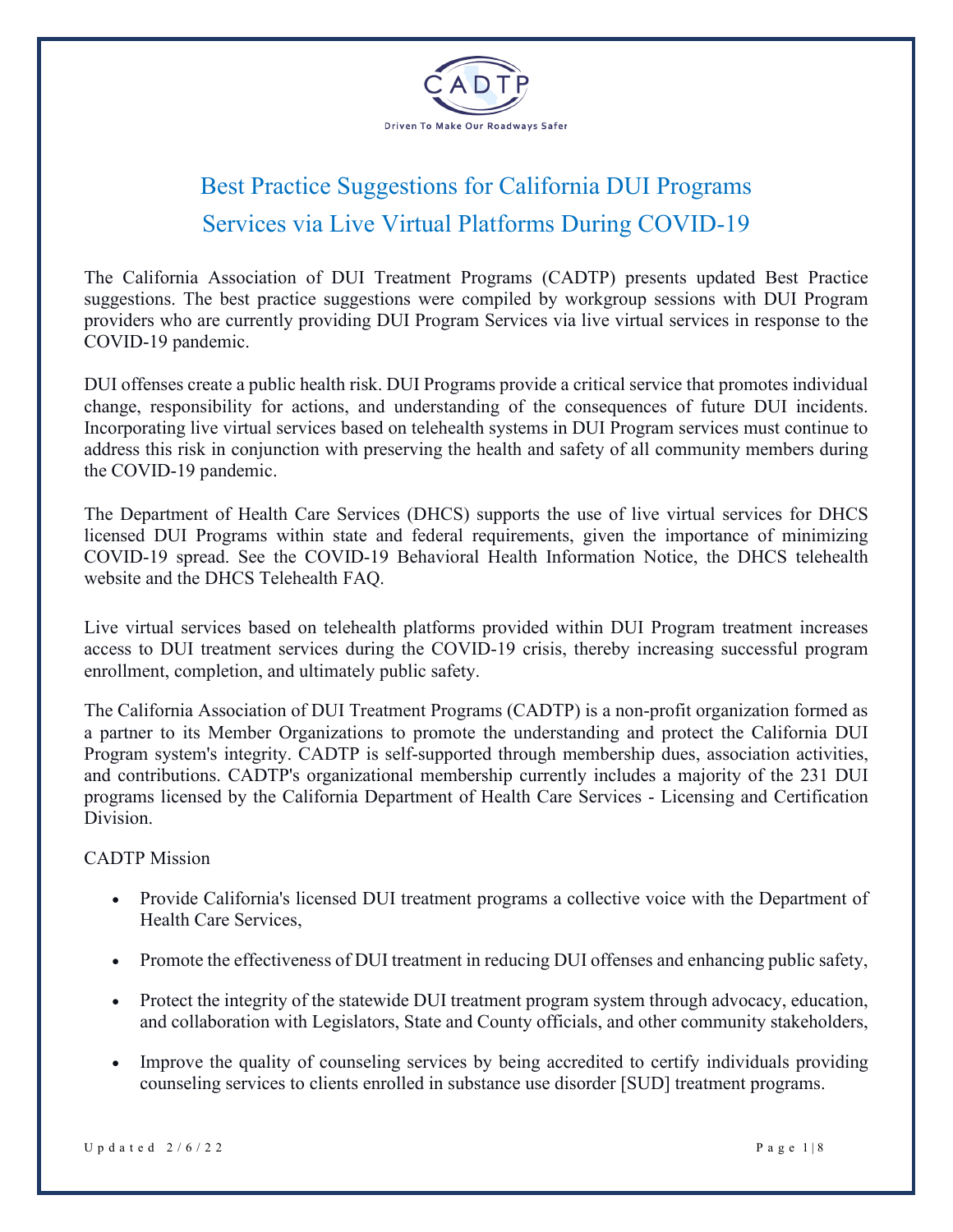CADTP

Driven To Make Our Roadways Safer

# Best Practice Suggestions for California DUI Programs Services via Live Virtual Platforms During COVID-19

The California Association of DUI Treatment Programs (CADTP) presents updated Best Practice suggestions. The best practice suggestions were compiled by workgroup sessions with DUI Program providers who are currently providing DUI Program Services via live virtual services in response to the COVID-19 pandemic.

DUI offenses create a public health risk. DUI Programs provide a critical service that promotes individual change, responsibility for actions, and understanding of the consequences of future DUI incidents. Incorporating live virtual services based on telehealth systems in DUI Program services must continue to address this risk in conjunction with preserving the health and safety of all community members during the COVID-19 pandemic.

The Department of Health Care Services (DHCS) supports the use of live virtual services for DHCS licensed DUI Programs within state and federal requirements, given the importance of minimizing COVID-19 spread. See the COVID-19 Behavioral Health Information Notice, the DHCS telehealth website and the DHCS Telehealth FAQ.

Live virtual services based on telehealth platforms provided within DUI Program treatment increases access to DUI treatment services during the COVID-19 crisis, thereby increasing successful program enrollment, completion, and ultimately public safety.

The California Association of DUI Treatment Programs (CADTP) is a non-profit organization formed as a partner to its Member Organizations to promote the understanding and protect the California DUI Program system's integrity. CADTP is self-supported through membership dues, association activities, and contributions. CADTP's organizational membership currently includes a majority of the 231 DUI programs licensed by the California Department of Health Care Services - Licensing and Certification Division.

CADTP Mission

- Provide California's licensed DUI treatment programs a collective voice with the Department of Health Care Services,
- Promote the effectiveness of DUI treatment in reducing DUI offenses and enhancing public safety,
- Protect the integrity of the statewide DUI treatment program system through advocacy, education, and collaboration with Legislators, State and County officials, and other community stakeholders,
- Improve the quality of counseling services by being accredited to certify individuals providing counseling services to clients enrolled in substance use disorder [SUD] treatment programs.

Updated 2/6/22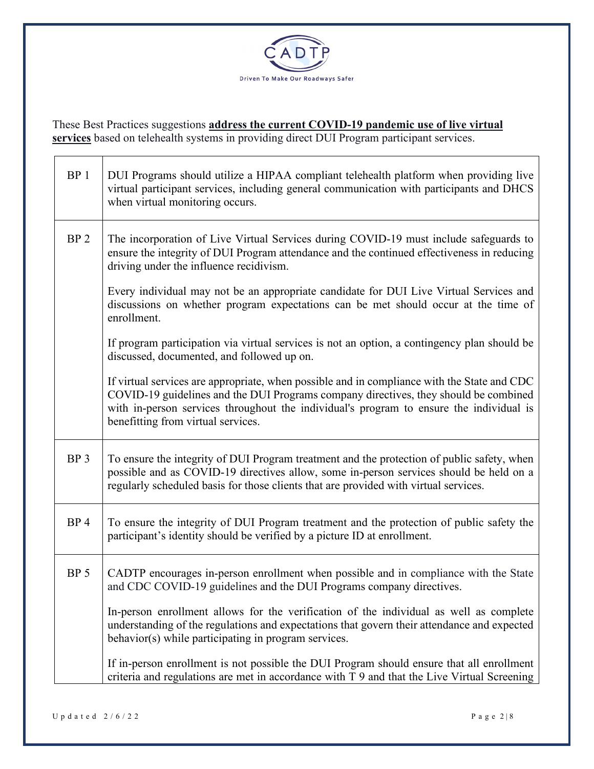These Best Practices suggestions **address the current COVID-19 pandemic use of live virtual services** based on telehealth systems in providing direct DUI Program participant services.

| | |
|---|---|
| BP 1 | DUI Programs should utilize a HIPAA compliant telehealth platform when providing live virtual participant services, including general communication with participants and DHCS when virtual monitoring occurs. |
| BP 2 | The incorporation of Live Virtual Services during COVID-19 must include safeguards to ensure the integrity of DUI Program attendance and the continued effectiveness in reducing driving under the influence recidivism.<br><br>Every individual may not be an appropriate candidate for DUI Live Virtual Services and discussions on whether program expectations can be met should occur at the time of enrollment.<br><br>If program participation via virtual services is not an option, a contingency plan should be discussed, documented, and followed up on.<br><br>If virtual services are appropriate, when possible and in compliance with the State and CDC COVID-19 guidelines and the DUI Programs company directives, they should be combined with in-person services throughout the individual's program to ensure the individual is benefitting from virtual services. |
| BP 3 | To ensure the integrity of DUI Program treatment and the protection of public safety, when possible and as COVID-19 directives allow, some in-person services should be held on a regularly scheduled basis for those clients that are provided with virtual services. |
| BP 4 | To ensure the integrity of DUI Program treatment and the protection of public safety the participant's identity should be verified by a picture ID at enrollment. |
| BP 5 | CADTP encourages in-person enrollment when possible and in compliance with the State and CDC COVID-19 guidelines and the DUI Programs company directives.<br><br>In-person enrollment allows for the verification of the individual as well as complete understanding of the regulations and expectations that govern their attendance and expected behavior(s) while participating in program services.<br><br>If in-person enrollment is not possible the DUI Program should ensure that all enrollment criteria and regulations are met in accordance with T 9 and that the Live Virtual Screening |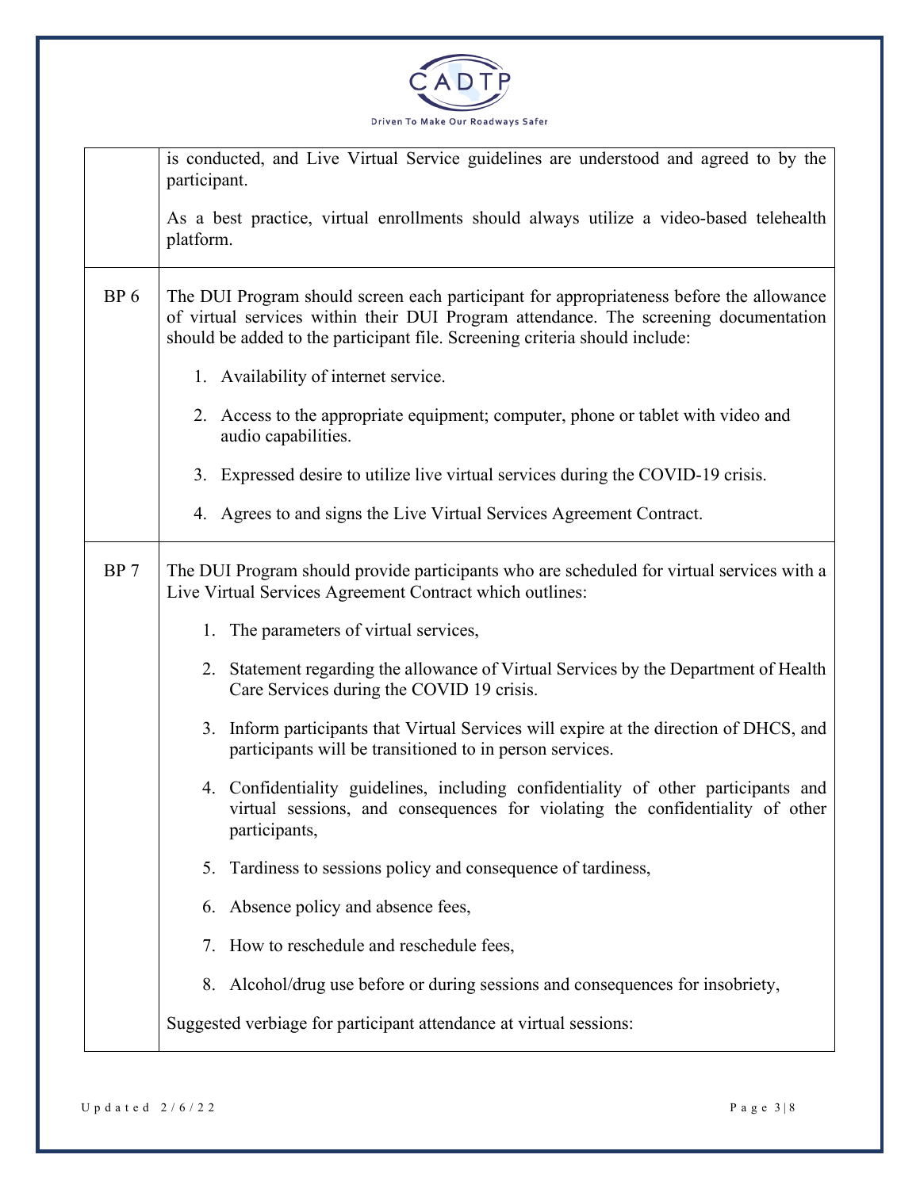| | |
|---|---|
| | is conducted, and Live Virtual Service guidelines are understood and agreed to by the participant.<br><br>As a best practice, virtual enrollments should always utilize a video-based telehealth platform. |
| BP 6 | The DUI Program should screen each participant for appropriateness before the allowance of virtual services within their DUI Program attendance. The screening documentation should be added to the participant file. Screening criteria should include:<br><br>1. Availability of internet service.<br>2. Access to the appropriate equipment; computer, phone or tablet with video and audio capabilities.<br>3. Expressed desire to utilize live virtual services during the COVID-19 crisis.<br>4. Agrees to and signs the Live Virtual Services Agreement Contract. |
| BP 7 | The DUI Program should provide participants who are scheduled for virtual services with a Live Virtual Services Agreement Contract which outlines:<br><br>1. The parameters of virtual services,<br>2. Statement regarding the allowance of Virtual Services by the Department of Health Care Services during the COVID 19 crisis.<br>3. Inform participants that Virtual Services will expire at the direction of DHCS, and participants will be transitioned to in person services.<br>4. Confidentiality guidelines, including confidentiality of other participants and virtual sessions, and consequences for violating the confidentiality of other participants,<br>5. Tardiness to sessions policy and consequence of tardiness,<br>6. Absence policy and absence fees,<br>7. How to reschedule and reschedule fees,<br>8. Alcohol/drug use before or during sessions and consequences for insobriety,<br><br>Suggested verbiage for participant attendance at virtual sessions: |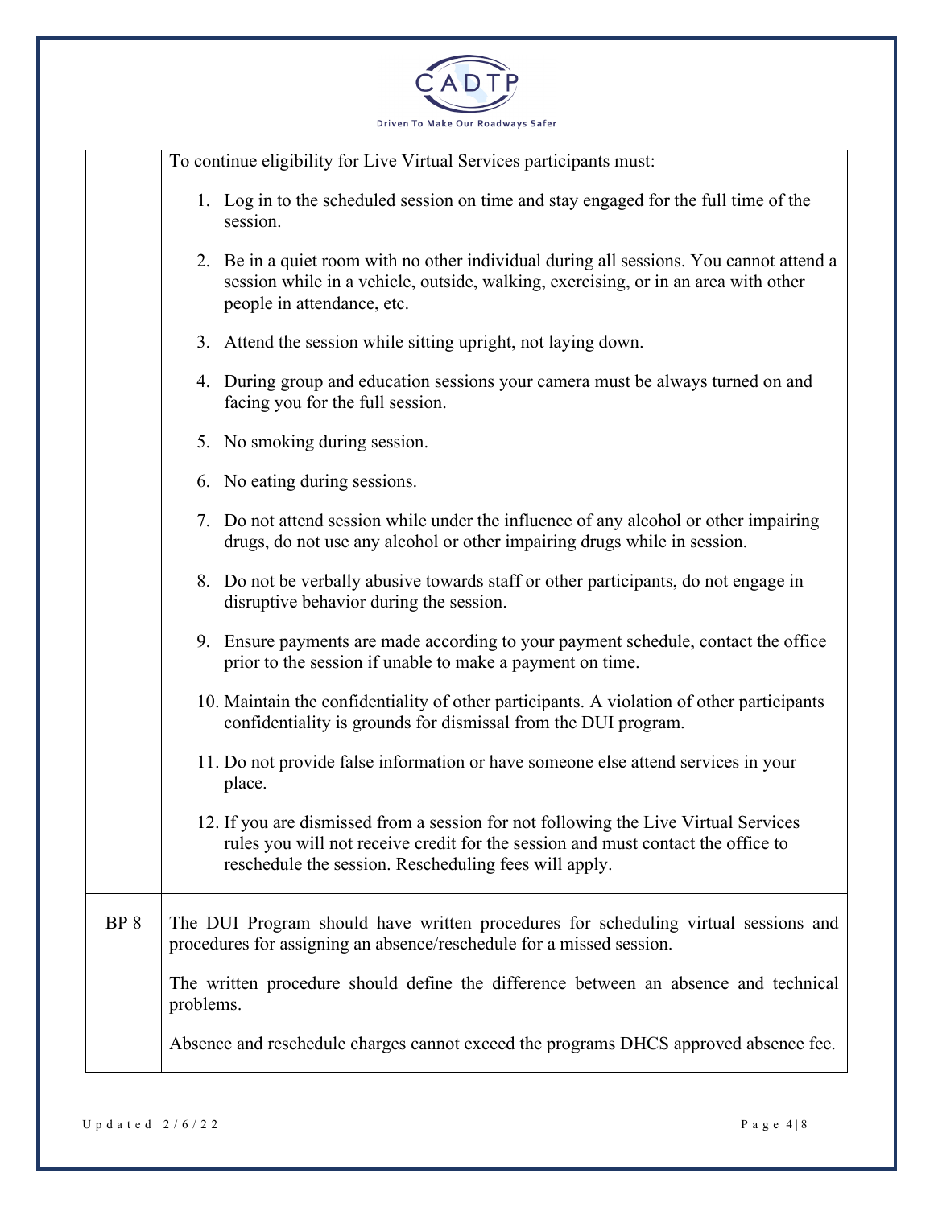| | |
|---|---|
| | To continue eligibility for Live Virtual Services participants must:<br><br>1. Log in to the scheduled session on time and stay engaged for the full time of the session.<br>2. Be in a quiet room with no other individual during all sessions. You cannot attend a session while in a vehicle, outside, walking, exercising, or in an area with other people in attendance, etc.<br>3. Attend the session while sitting upright, not laying down.<br>4. During group and education sessions your camera must be always turned on and facing you for the full session.<br>5. No smoking during session.<br>6. No eating during sessions.<br>7. Do not attend session while under the influence of any alcohol or other impairing drugs, do not use any alcohol or other impairing drugs while in session.<br>8. Do not be verbally abusive towards staff or other participants, do not engage in disruptive behavior during the session.<br>9. Ensure payments are made according to your payment schedule, contact the office prior to the session if unable to make a payment on time.<br>10. Maintain the confidentiality of other participants. A violation of other participants confidentiality is grounds for dismissal from the DUI program.<br>11. Do not provide false information or have someone else attend services in your place.<br>12. If you are dismissed from a session for not following the Live Virtual Services rules you will not receive credit for the session and must contact the office to reschedule the session. Rescheduling fees will apply. |
| BP 8 | The DUI Program should have written procedures for scheduling virtual sessions and procedures for assigning an absence/reschedule for a missed session.<br><br>The written procedure should define the difference between an absence and technical problems.<br><br>Absence and reschedule charges cannot exceed the programs DHCS approved absence fee. |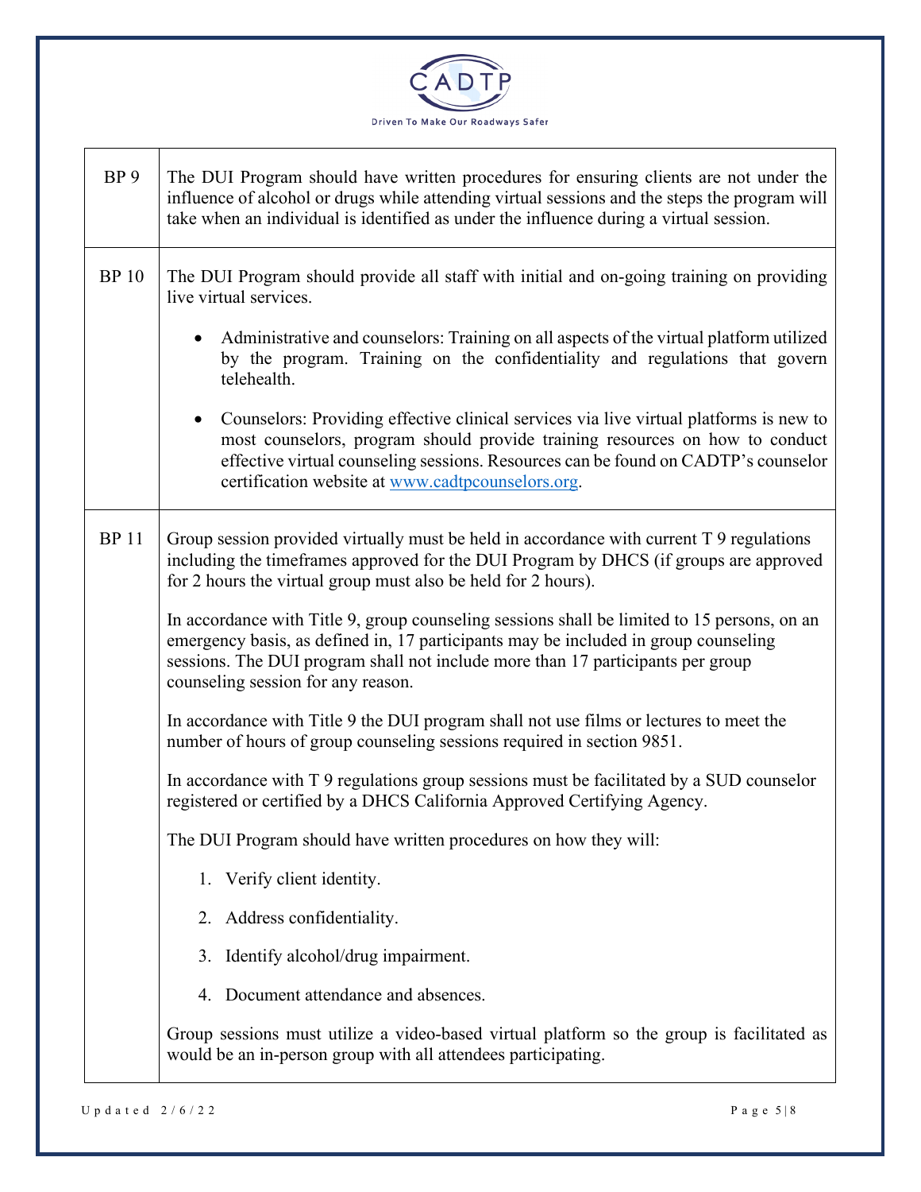| | |
|---|---|
| BP 9 | The DUI Program should have written procedures for ensuring clients are not under the influence of alcohol or drugs while attending virtual sessions and the steps the program will take when an individual is identified as under the influence during a virtual session. |
| BP 10 | The DUI Program should provide all staff with initial and on-going training on providing live virtual services.<br><br>• Administrative and counselors: Training on all aspects of the virtual platform utilized by the program. Training on the confidentiality and regulations that govern telehealth.<br><br>• Counselors: Providing effective clinical services via live virtual platforms is new to most counselors, program should provide training resources on how to conduct effective virtual counseling sessions. Resources can be found on CADTP's counselor certification website at [www.cadtpcounselors.org](http://www.cadtpcounselors.org). |
| BP 11 | Group session provided virtually must be held in accordance with current T 9 regulations including the timeframes approved for the DUI Program by DHCS (if groups are approved for 2 hours the virtual group must also be held for 2 hours).<br><br>In accordance with Title 9, group counseling sessions shall be limited to 15 persons, on an emergency basis, as defined in, 17 participants may be included in group counseling sessions. The DUI program shall not include more than 17 participants per group counseling session for any reason.<br><br>In accordance with Title 9 the DUI program shall not use films or lectures to meet the number of hours of group counseling sessions required in section 9851.<br><br>In accordance with T 9 regulations group sessions must be facilitated by a SUD counselor registered or certified by a DHCS California Approved Certifying Agency.<br><br>The DUI Program should have written procedures on how they will:<br><br>1. Verify client identity.<br>2. Address confidentiality.<br>3. Identify alcohol/drug impairment.<br>4. Document attendance and absences.<br><br>Group sessions must utilize a video-based virtual platform so the group is facilitated as would be an in-person group with all attendees participating. |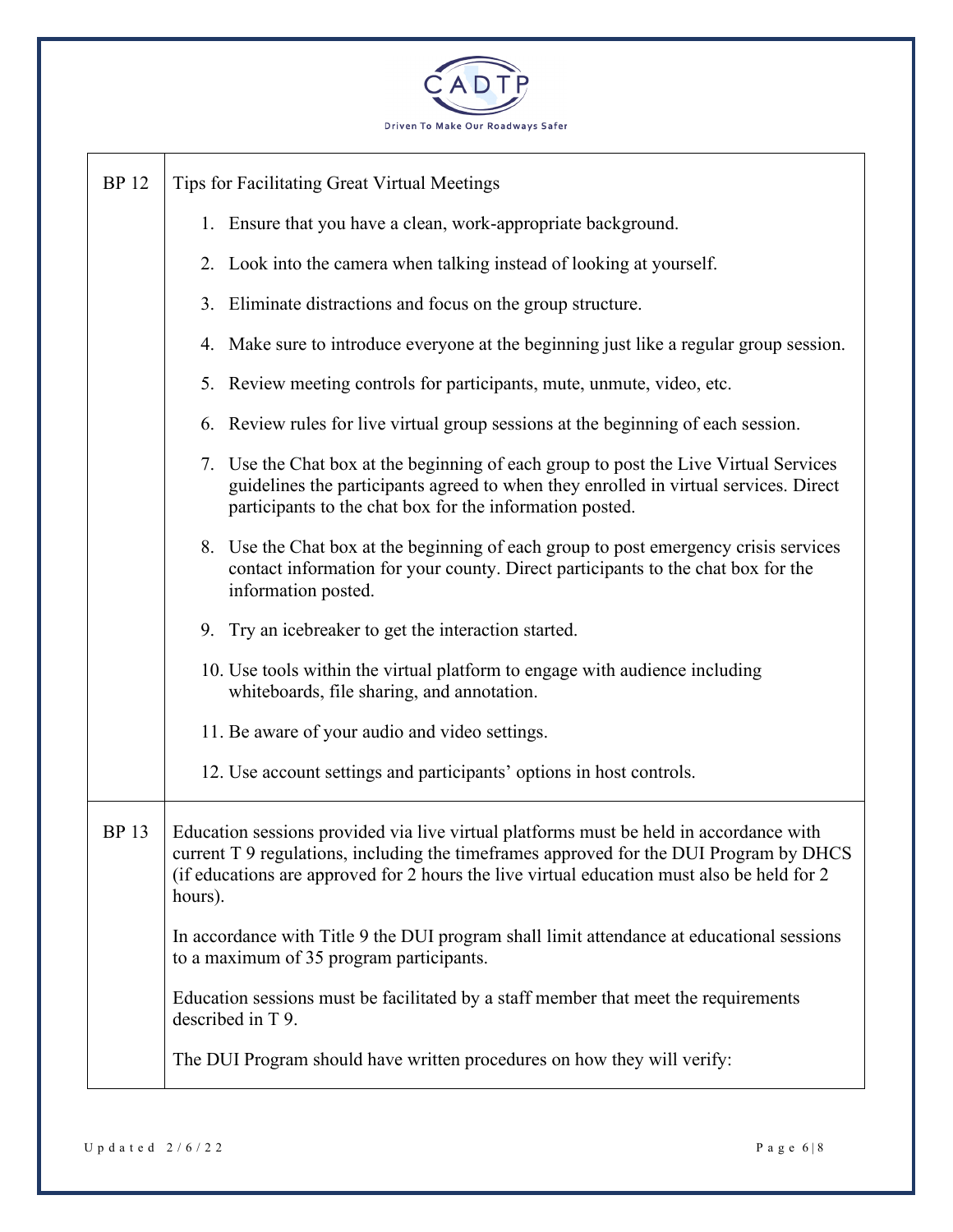| | |
|---|---|
| BP 12 | Tips for Facilitating Great Virtual Meetings<br><br>1. Ensure that you have a clean, work-appropriate background.<br>2. Look into the camera when talking instead of looking at yourself.<br>3. Eliminate distractions and focus on the group structure.<br>4. Make sure to introduce everyone at the beginning just like a regular group session.<br>5. Review meeting controls for participants, mute, unmute, video, etc.<br>6. Review rules for live virtual group sessions at the beginning of each session.<br>7. Use the Chat box at the beginning of each group to post the Live Virtual Services guidelines the participants agreed to when they enrolled in virtual services. Direct participants to the chat box for the information posted.<br>8. Use the Chat box at the beginning of each group to post emergency crisis services contact information for your county. Direct participants to the chat box for the information posted.<br>9. Try an icebreaker to get the interaction started.<br>10. Use tools within the virtual platform to engage with audience including whiteboards, file sharing, and annotation.<br>11. Be aware of your audio and video settings.<br>12. Use account settings and participants' options in host controls. |
| BP 13 | Education sessions provided via live virtual platforms must be held in accordance with current T 9 regulations, including the timeframes approved for the DUI Program by DHCS (if educations are approved for 2 hours the live virtual education must also be held for 2 hours).<br><br>In accordance with Title 9 the DUI program shall limit attendance at educational sessions to a maximum of 35 program participants.<br><br>Education sessions must be facilitated by a staff member that meet the requirements described in T 9.<br><br>The DUI Program should have written procedures on how they will verify: |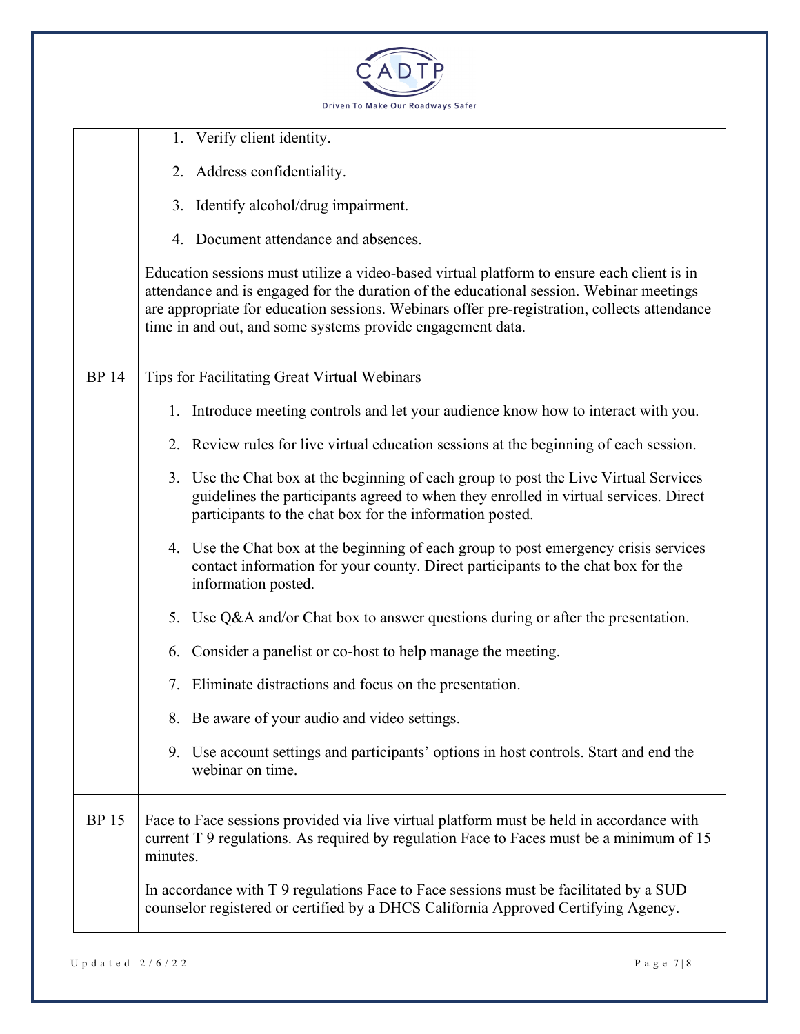| | |
|---|---|
| | 1. Verify client identity.<br>2. Address confidentiality.<br>3. Identify alcohol/drug impairment.<br>4. Document attendance and absences.<br><br>Education sessions must utilize a video-based virtual platform to ensure each client is in attendance and is engaged for the duration of the educational session. Webinar meetings are appropriate for education sessions. Webinars offer pre-registration, collects attendance time in and out, and some systems provide engagement data. |
| BP 14 | Tips for Facilitating Great Virtual Webinars<br><br>1. Introduce meeting controls and let your audience know how to interact with you.<br>2. Review rules for live virtual education sessions at the beginning of each session.<br>3. Use the Chat box at the beginning of each group to post the Live Virtual Services guidelines the participants agreed to when they enrolled in virtual services. Direct participants to the chat box for the information posted.<br>4. Use the Chat box at the beginning of each group to post emergency crisis services contact information for your county. Direct participants to the chat box for the information posted.<br>5. Use Q&A and/or Chat box to answer questions during or after the presentation.<br>6. Consider a panelist or co-host to help manage the meeting.<br>7. Eliminate distractions and focus on the presentation.<br>8. Be aware of your audio and video settings.<br>9. Use account settings and participants' options in host controls. Start and end the webinar on time. |
| BP 15 | Face to Face sessions provided via live virtual platform must be held in accordance with current T 9 regulations. As required by regulation Face to Faces must be a minimum of 15 minutes.<br><br>In accordance with T 9 regulations Face to Face sessions must be facilitated by a SUD counselor registered or certified by a DHCS California Approved Certifying Agency. |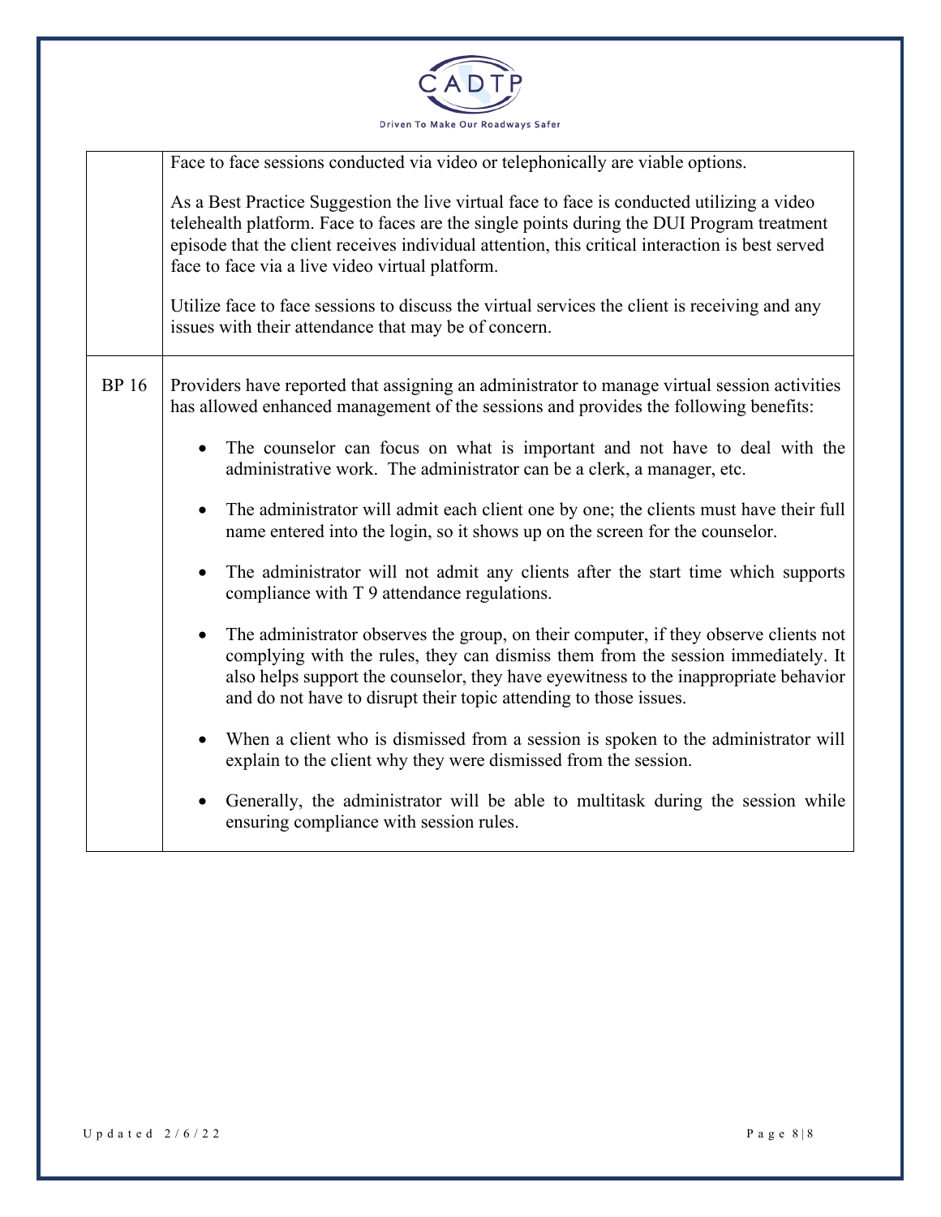| | |
|---|---|
| | Face to face sessions conducted via video or telephonically are viable options.<br><br>As a Best Practice Suggestion the live virtual face to face is conducted utilizing a video telehealth platform. Face to faces are the single points during the DUI Program treatment episode that the client receives individual attention, this critical interaction is best served face to face via a live video virtual platform.<br><br>Utilize face to face sessions to discuss the virtual services the client is receiving and any issues with their attendance that may be of concern. |
| BP 16 | Providers have reported that assigning an administrator to manage virtual session activities has allowed enhanced management of the sessions and provides the following benefits:<br><br>• The counselor can focus on what is important and not have to deal with the administrative work. The administrator can be a clerk, a manager, etc.<br><br>• The administrator will admit each client one by one; the clients must have their full name entered into the login, so it shows up on the screen for the counselor.<br><br>• The administrator will not admit any clients after the start time which supports compliance with T 9 attendance regulations.<br><br>• The administrator observes the group, on their computer, if they observe clients not complying with the rules, they can dismiss them from the session immediately. It also helps support the counselor, they have eyewitness to the inappropriate behavior and do not have to disrupt their topic attending to those issues.<br><br>• When a client who is dismissed from a session is spoken to the administrator will explain to the client why they were dismissed from the session.<br><br>• Generally, the administrator will be able to multitask during the session while ensuring compliance with session rules. |